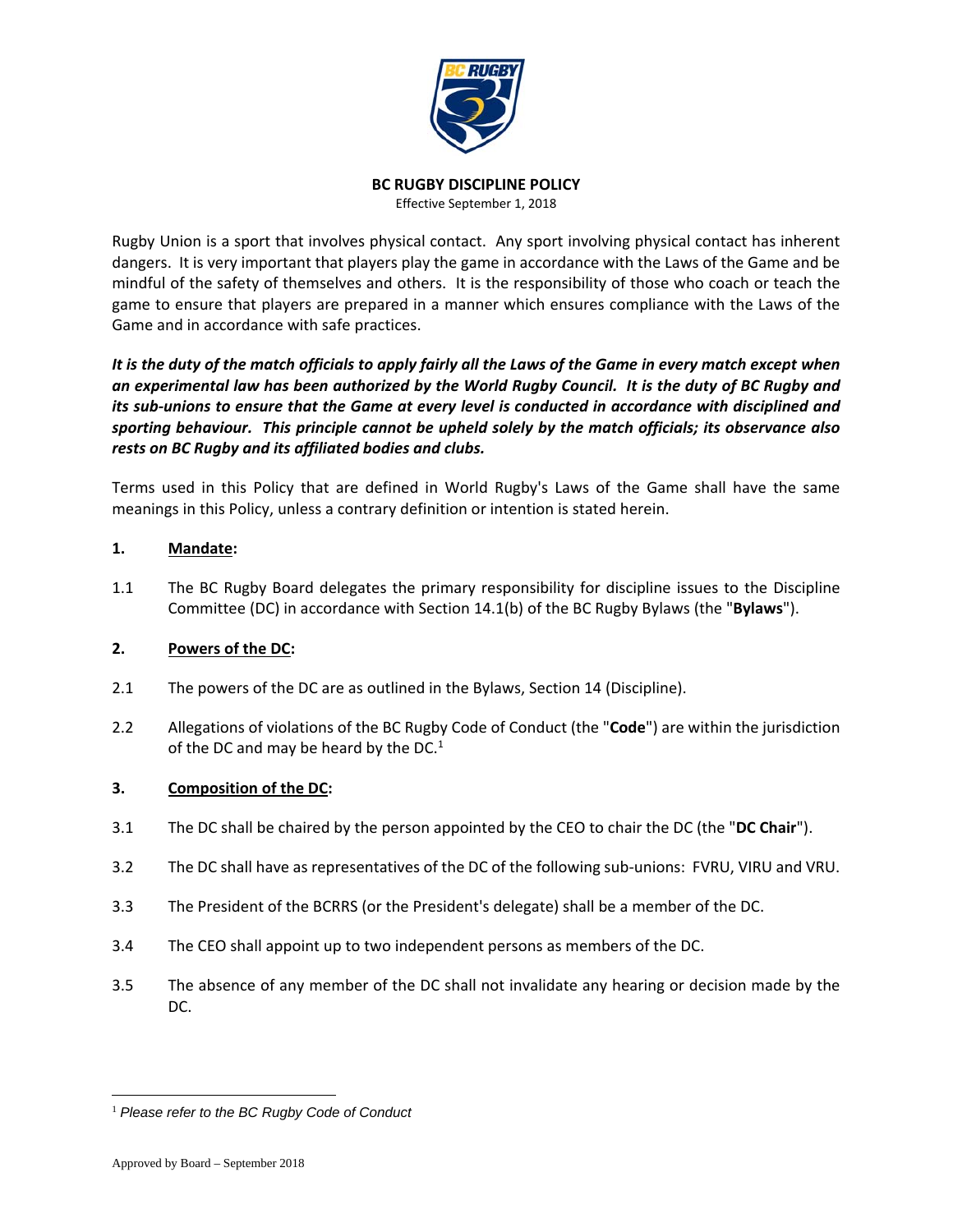# BC RUGBY DISCIPLINE POLICY

Effective September 1, 2018

Rugby Union is a sport that involves physical contact. Any sport involving physical contact has inherent dangers. It is very important that players play the game in accordance with the Laws of the Game and be mindful of the safety of themselves and others. It is the responsibility of those who coach or teach the game to ensure that players are prepared in a manner which ensures compliance with the Laws of the Game and in accordance with safe practices.

***It is the duty of the match officials to apply fairly all the Laws of the Game in every match except when an experimental law has been authorized by the World Rugby Council. It is the duty of BC Rugby and its sub-unions to ensure that the Game at every level is conducted in accordance with disciplined and sporting behaviour. This principle cannot be upheld solely by the match officials; its observance also rests on BC Rugby and its affiliated bodies and clubs.***

Terms used in this Policy that are defined in World Rugby's Laws of the Game shall have the same meanings in this Policy, unless a contrary definition or intention is stated herein.

## 1. Mandate:

1.1 The BC Rugby Board delegates the primary responsibility for discipline issues to the Discipline Committee (DC) in accordance with Section 14.1(b) of the BC Rugby Bylaws (the "**Bylaws**").

## 2. Powers of the DC:

2.1 The powers of the DC are as outlined in the Bylaws, Section 14 (Discipline).

2.2 Allegations of violations of the BC Rugby Code of Conduct (the "**Code**") are within the jurisdiction of the DC and may be heard by the DC.[1]

## 3. Composition of the DC:

3.1 The DC shall be chaired by the person appointed by the CEO to chair the DC (the "**DC Chair**").

3.2 The DC shall have as representatives of the DC of the following sub-unions: FVRU, VIRU and VRU.

3.3 The President of the BCRRS (or the President's delegate) shall be a member of the DC.

3.4 The CEO shall appoint up to two independent persons as members of the DC.

3.5 The absence of any member of the DC shall not invalidate any hearing or decision made by the DC.

---

[1] *Please refer to the BC Rugby Code of Conduct*

Approved by Board – September 2018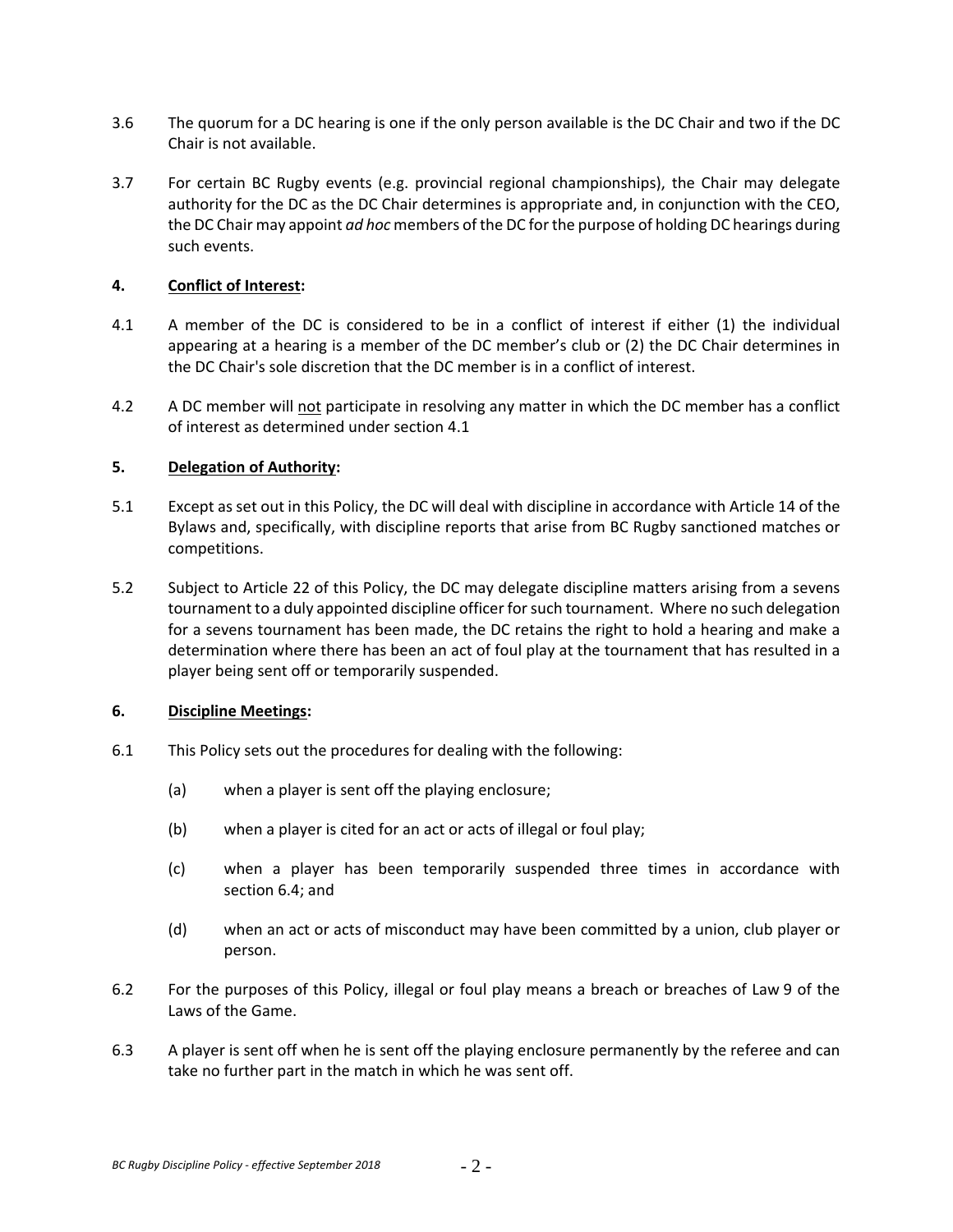3.6 The quorum for a DC hearing is one if the only person available is the DC Chair and two if the DC Chair is not available.

3.7 For certain BC Rugby events (e.g. provincial regional championships), the Chair may delegate authority for the DC as the DC Chair determines is appropriate and, in conjunction with the CEO, the DC Chair may appoint *ad hoc* members of the DC for the purpose of holding DC hearings during such events.

## 4. Conflict of Interest:

4.1 A member of the DC is considered to be in a conflict of interest if either (1) the individual appearing at a hearing is a member of the DC member's club or (2) the DC Chair determines in the DC Chair's sole discretion that the DC member is in a conflict of interest.

4.2 A DC member will <u>not</u> participate in resolving any matter in which the DC member has a conflict of interest as determined under section 4.1

## 5. Delegation of Authority:

5.1 Except as set out in this Policy, the DC will deal with discipline in accordance with Article 14 of the Bylaws and, specifically, with discipline reports that arise from BC Rugby sanctioned matches or competitions.

5.2 Subject to Article 22 of this Policy, the DC may delegate discipline matters arising from a sevens tournament to a duly appointed discipline officer for such tournament. Where no such delegation for a sevens tournament has been made, the DC retains the right to hold a hearing and make a determination where there has been an act of foul play at the tournament that has resulted in a player being sent off or temporarily suspended.

## 6. Discipline Meetings:

6.1 This Policy sets out the procedures for dealing with the following:

(a) when a player is sent off the playing enclosure;

(b) when a player is cited for an act or acts of illegal or foul play;

(c) when a player has been temporarily suspended three times in accordance with section 6.4; and

(d) when an act or acts of misconduct may have been committed by a union, club player or person.

6.2 For the purposes of this Policy, illegal or foul play means a breach or breaches of Law 9 of the Laws of the Game.

6.3 A player is sent off when he is sent off the playing enclosure permanently by the referee and can take no further part in the match in which he was sent off.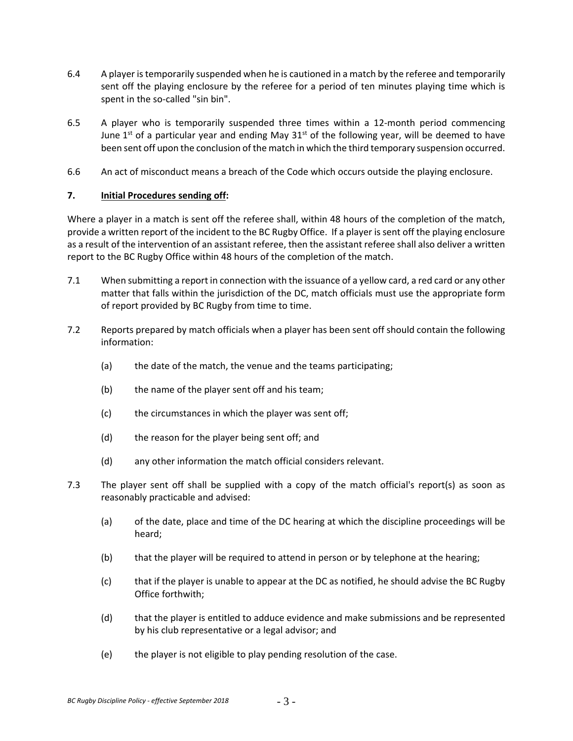6.4 A player is temporarily suspended when he is cautioned in a match by the referee and temporarily sent off the playing enclosure by the referee for a period of ten minutes playing time which is spent in the so-called "sin bin".

6.5 A player who is temporarily suspended three times within a 12-month period commencing June 1st of a particular year and ending May 31st of the following year, will be deemed to have been sent off upon the conclusion of the match in which the third temporary suspension occurred.

6.6 An act of misconduct means a breach of the Code which occurs outside the playing enclosure.

**7. Initial Procedures sending off:**

Where a player in a match is sent off the referee shall, within 48 hours of the completion of the match, provide a written report of the incident to the BC Rugby Office. If a player is sent off the playing enclosure as a result of the intervention of an assistant referee, then the assistant referee shall also deliver a written report to the BC Rugby Office within 48 hours of the completion of the match.

7.1 When submitting a report in connection with the issuance of a yellow card, a red card or any other matter that falls within the jurisdiction of the DC, match officials must use the appropriate form of report provided by BC Rugby from time to time.

7.2 Reports prepared by match officials when a player has been sent off should contain the following information:

(a) the date of the match, the venue and the teams participating;

(b) the name of the player sent off and his team;

(c) the circumstances in which the player was sent off;

(d) the reason for the player being sent off; and

(d) any other information the match official considers relevant.

7.3 The player sent off shall be supplied with a copy of the match official's report(s) as soon as reasonably practicable and advised:

(a) of the date, place and time of the DC hearing at which the discipline proceedings will be heard;

(b) that the player will be required to attend in person or by telephone at the hearing;

(c) that if the player is unable to appear at the DC as notified, he should advise the BC Rugby Office forthwith;

(d) that the player is entitled to adduce evidence and make submissions and be represented by his club representative or a legal advisor; and

(e) the player is not eligible to play pending resolution of the case.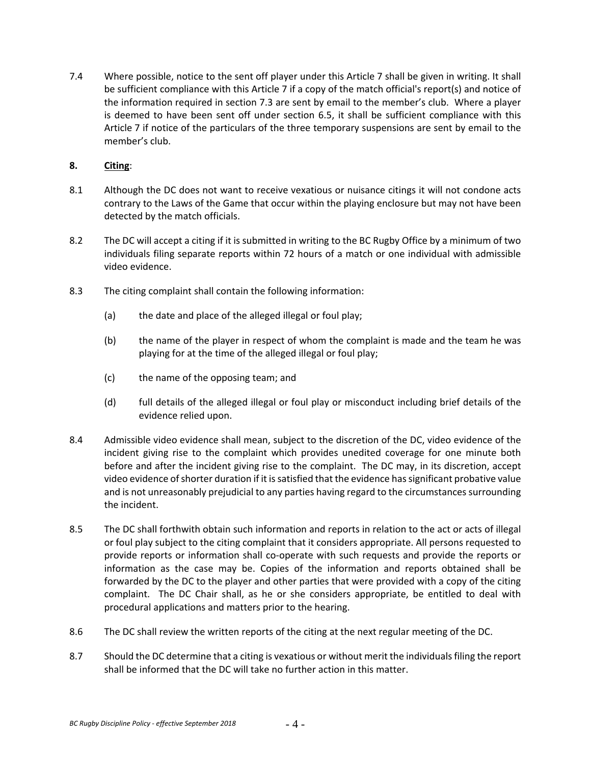7.4 Where possible, notice to the sent off player under this Article 7 shall be given in writing. It shall be sufficient compliance with this Article 7 if a copy of the match official's report(s) and notice of the information required in section 7.3 are sent by email to the member's club. Where a player is deemed to have been sent off under section 6.5, it shall be sufficient compliance with this Article 7 if notice of the particulars of the three temporary suspensions are sent by email to the member's club.

**8. Citing**:

8.1 Although the DC does not want to receive vexatious or nuisance citings it will not condone acts contrary to the Laws of the Game that occur within the playing enclosure but may not have been detected by the match officials.

8.2 The DC will accept a citing if it is submitted in writing to the BC Rugby Office by a minimum of two individuals filing separate reports within 72 hours of a match or one individual with admissible video evidence.

8.3 The citing complaint shall contain the following information:

(a) the date and place of the alleged illegal or foul play;

(b) the name of the player in respect of whom the complaint is made and the team he was playing for at the time of the alleged illegal or foul play;

(c) the name of the opposing team; and

(d) full details of the alleged illegal or foul play or misconduct including brief details of the evidence relied upon.

8.4 Admissible video evidence shall mean, subject to the discretion of the DC, video evidence of the incident giving rise to the complaint which provides unedited coverage for one minute both before and after the incident giving rise to the complaint. The DC may, in its discretion, accept video evidence of shorter duration if it is satisfied that the evidence has significant probative value and is not unreasonably prejudicial to any parties having regard to the circumstances surrounding the incident.

8.5 The DC shall forthwith obtain such information and reports in relation to the act or acts of illegal or foul play subject to the citing complaint that it considers appropriate. All persons requested to provide reports or information shall co-operate with such requests and provide the reports or information as the case may be. Copies of the information and reports obtained shall be forwarded by the DC to the player and other parties that were provided with a copy of the citing complaint. The DC Chair shall, as he or she considers appropriate, be entitled to deal with procedural applications and matters prior to the hearing.

8.6 The DC shall review the written reports of the citing at the next regular meeting of the DC.

8.7 Should the DC determine that a citing is vexatious or without merit the individuals filing the report shall be informed that the DC will take no further action in this matter.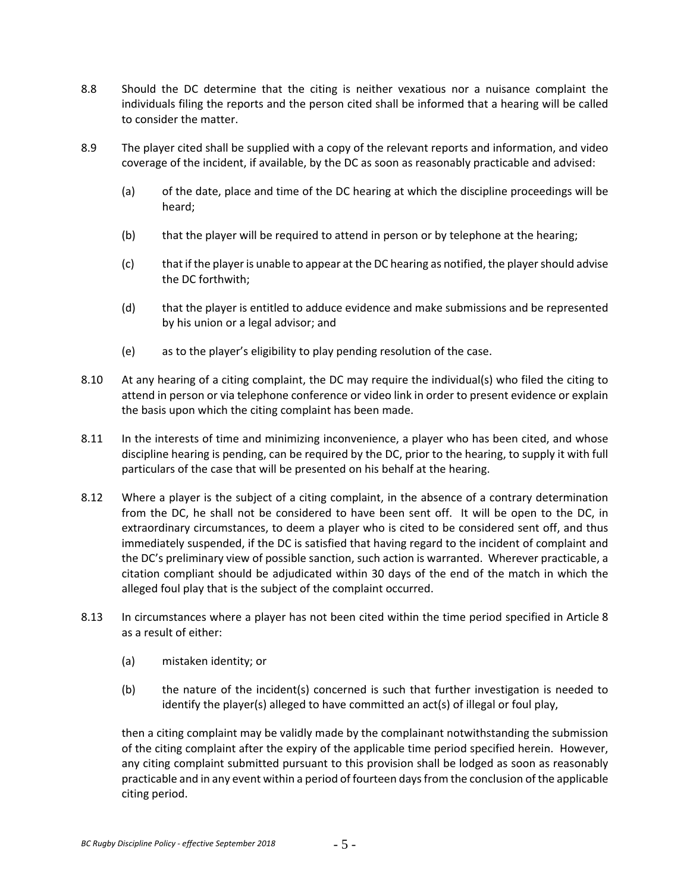8.8 Should the DC determine that the citing is neither vexatious nor a nuisance complaint the individuals filing the reports and the person cited shall be informed that a hearing will be called to consider the matter.

8.9 The player cited shall be supplied with a copy of the relevant reports and information, and video coverage of the incident, if available, by the DC as soon as reasonably practicable and advised:

(a) of the date, place and time of the DC hearing at which the discipline proceedings will be heard;

(b) that the player will be required to attend in person or by telephone at the hearing;

(c) that if the player is unable to appear at the DC hearing as notified, the player should advise the DC forthwith;

(d) that the player is entitled to adduce evidence and make submissions and be represented by his union or a legal advisor; and

(e) as to the player's eligibility to play pending resolution of the case.

8.10 At any hearing of a citing complaint, the DC may require the individual(s) who filed the citing to attend in person or via telephone conference or video link in order to present evidence or explain the basis upon which the citing complaint has been made.

8.11 In the interests of time and minimizing inconvenience, a player who has been cited, and whose discipline hearing is pending, can be required by the DC, prior to the hearing, to supply it with full particulars of the case that will be presented on his behalf at the hearing.

8.12 Where a player is the subject of a citing complaint, in the absence of a contrary determination from the DC, he shall not be considered to have been sent off. It will be open to the DC, in extraordinary circumstances, to deem a player who is cited to be considered sent off, and thus immediately suspended, if the DC is satisfied that having regard to the incident of complaint and the DC's preliminary view of possible sanction, such action is warranted. Wherever practicable, a citation compliant should be adjudicated within 30 days of the end of the match in which the alleged foul play that is the subject of the complaint occurred.

8.13 In circumstances where a player has not been cited within the time period specified in Article 8 as a result of either:

(a) mistaken identity; or

(b) the nature of the incident(s) concerned is such that further investigation is needed to identify the player(s) alleged to have committed an act(s) of illegal or foul play,

then a citing complaint may be validly made by the complainant notwithstanding the submission of the citing complaint after the expiry of the applicable time period specified herein. However, any citing complaint submitted pursuant to this provision shall be lodged as soon as reasonably practicable and in any event within a period of fourteen days from the conclusion of the applicable citing period.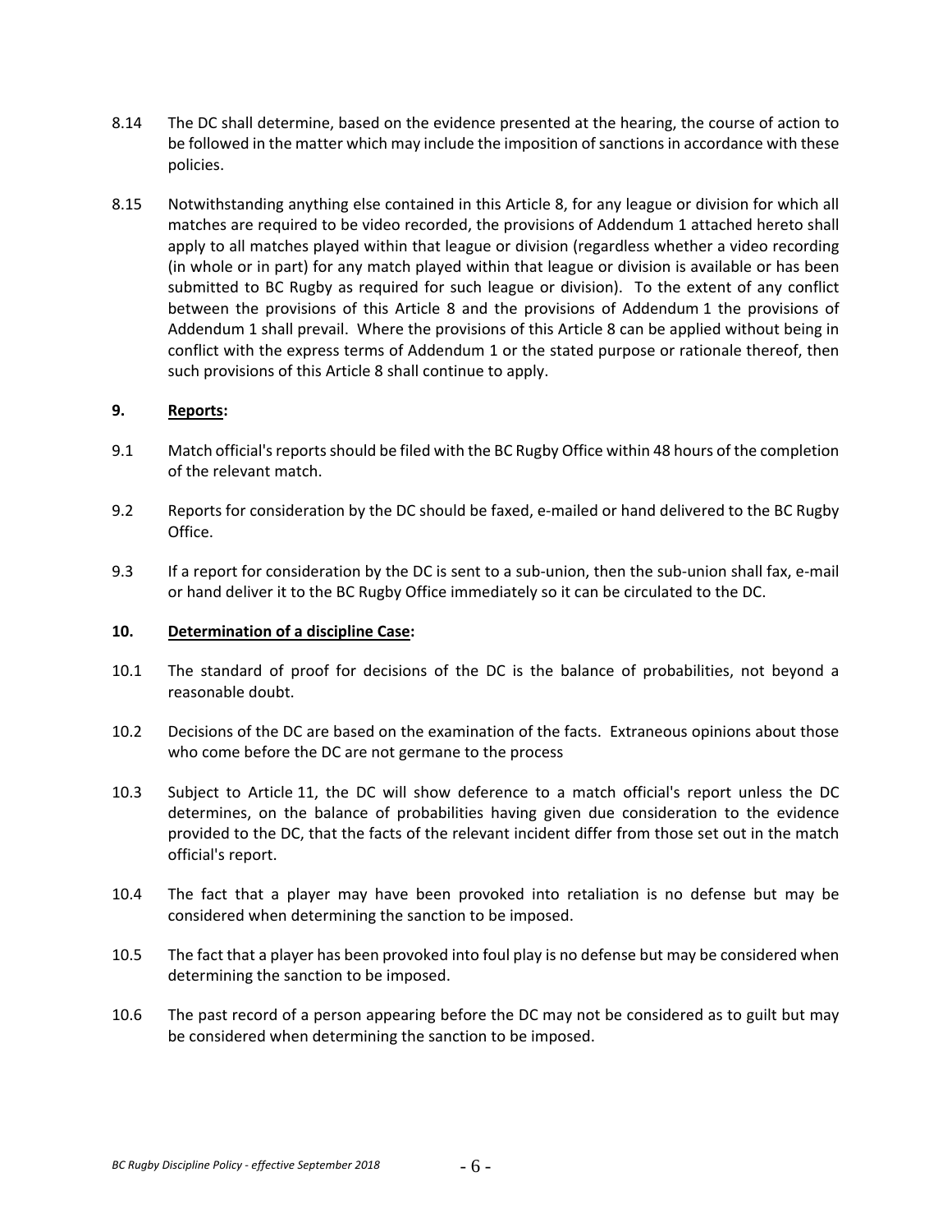8.14 The DC shall determine, based on the evidence presented at the hearing, the course of action to be followed in the matter which may include the imposition of sanctions in accordance with these policies.

8.15 Notwithstanding anything else contained in this Article 8, for any league or division for which all matches are required to be video recorded, the provisions of Addendum 1 attached hereto shall apply to all matches played within that league or division (regardless whether a video recording (in whole or in part) for any match played within that league or division is available or has been submitted to BC Rugby as required for such league or division). To the extent of any conflict between the provisions of this Article 8 and the provisions of Addendum 1 the provisions of Addendum 1 shall prevail. Where the provisions of this Article 8 can be applied without being in conflict with the express terms of Addendum 1 or the stated purpose or rationale thereof, then such provisions of this Article 8 shall continue to apply.

## 9. Reports:

9.1 Match official's reports should be filed with the BC Rugby Office within 48 hours of the completion of the relevant match.

9.2 Reports for consideration by the DC should be faxed, e-mailed or hand delivered to the BC Rugby Office.

9.3 If a report for consideration by the DC is sent to a sub-union, then the sub-union shall fax, e-mail or hand deliver it to the BC Rugby Office immediately so it can be circulated to the DC.

## 10. Determination of a discipline Case:

10.1 The standard of proof for decisions of the DC is the balance of probabilities, not beyond a reasonable doubt.

10.2 Decisions of the DC are based on the examination of the facts. Extraneous opinions about those who come before the DC are not germane to the process

10.3 Subject to Article 11, the DC will show deference to a match official's report unless the DC determines, on the balance of probabilities having given due consideration to the evidence provided to the DC, that the facts of the relevant incident differ from those set out in the match official's report.

10.4 The fact that a player may have been provoked into retaliation is no defense but may be considered when determining the sanction to be imposed.

10.5 The fact that a player has been provoked into foul play is no defense but may be considered when determining the sanction to be imposed.

10.6 The past record of a person appearing before the DC may not be considered as to guilt but may be considered when determining the sanction to be imposed.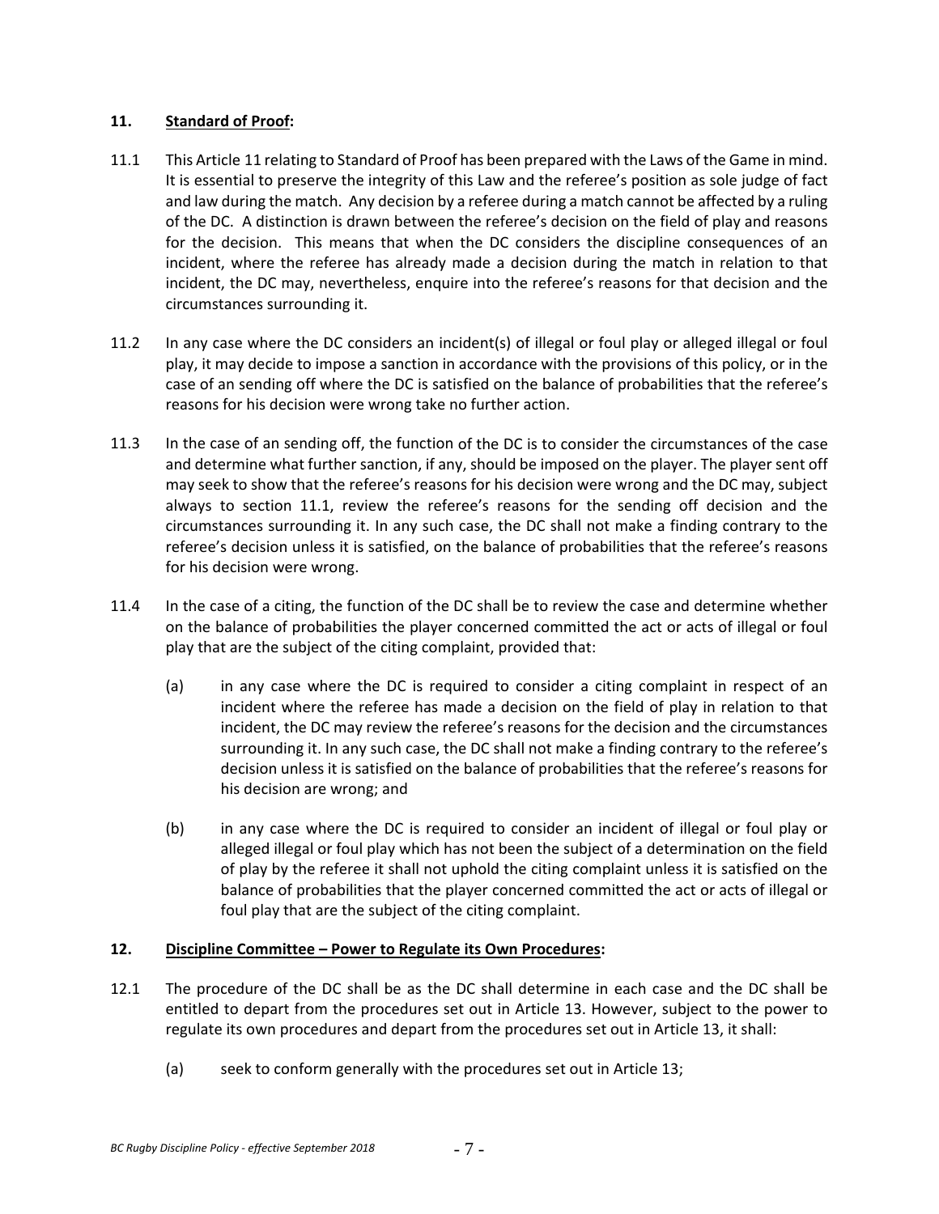## 11. **Standard of Proof:**

11.1 This Article 11 relating to Standard of Proof has been prepared with the Laws of the Game in mind. It is essential to preserve the integrity of this Law and the referee's position as sole judge of fact and law during the match. Any decision by a referee during a match cannot be affected by a ruling of the DC. A distinction is drawn between the referee's decision on the field of play and reasons for the decision. This means that when the DC considers the discipline consequences of an incident, where the referee has already made a decision during the match in relation to that incident, the DC may, nevertheless, enquire into the referee's reasons for that decision and the circumstances surrounding it.

11.2 In any case where the DC considers an incident(s) of illegal or foul play or alleged illegal or foul play, it may decide to impose a sanction in accordance with the provisions of this policy, or in the case of an sending off where the DC is satisfied on the balance of probabilities that the referee's reasons for his decision were wrong take no further action.

11.3 In the case of an sending off, the function of the DC is to consider the circumstances of the case and determine what further sanction, if any, should be imposed on the player. The player sent off may seek to show that the referee's reasons for his decision were wrong and the DC may, subject always to section 11.1, review the referee's reasons for the sending off decision and the circumstances surrounding it. In any such case, the DC shall not make a finding contrary to the referee's decision unless it is satisfied, on the balance of probabilities that the referee's reasons for his decision were wrong.

11.4 In the case of a citing, the function of the DC shall be to review the case and determine whether on the balance of probabilities the player concerned committed the act or acts of illegal or foul play that are the subject of the citing complaint, provided that:

(a) in any case where the DC is required to consider a citing complaint in respect of an incident where the referee has made a decision on the field of play in relation to that incident, the DC may review the referee's reasons for the decision and the circumstances surrounding it. In any such case, the DC shall not make a finding contrary to the referee's decision unless it is satisfied on the balance of probabilities that the referee's reasons for his decision are wrong; and

(b) in any case where the DC is required to consider an incident of illegal or foul play or alleged illegal or foul play which has not been the subject of a determination on the field of play by the referee it shall not uphold the citing complaint unless it is satisfied on the balance of probabilities that the player concerned committed the act or acts of illegal or foul play that are the subject of the citing complaint.

## 12. **Discipline Committee – Power to Regulate its Own Procedures:**

12.1 The procedure of the DC shall be as the DC shall determine in each case and the DC shall be entitled to depart from the procedures set out in Article 13. However, subject to the power to regulate its own procedures and depart from the procedures set out in Article 13, it shall:

(a) seek to conform generally with the procedures set out in Article 13;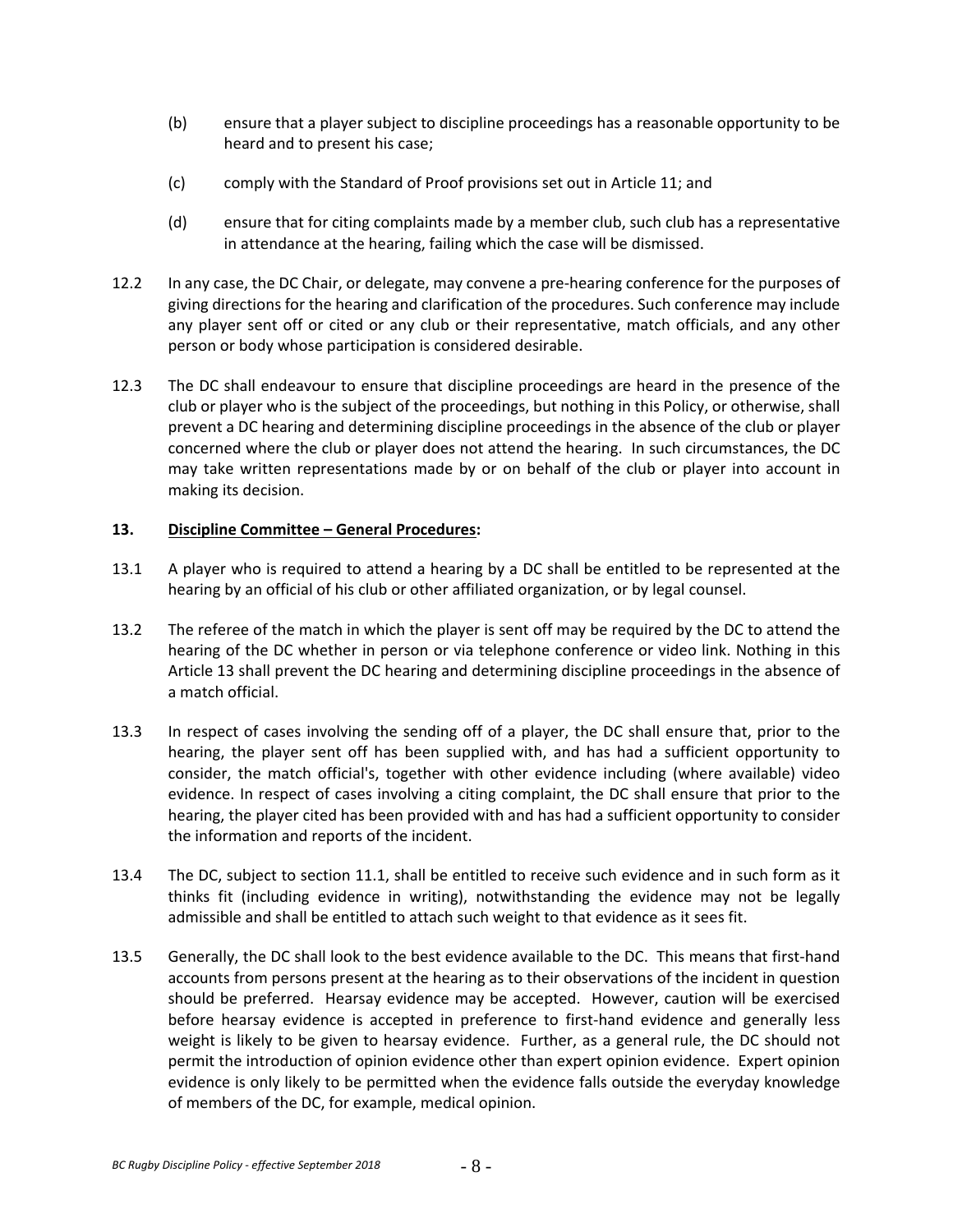(b) ensure that a player subject to discipline proceedings has a reasonable opportunity to be heard and to present his case;

(c) comply with the Standard of Proof provisions set out in Article 11; and

(d) ensure that for citing complaints made by a member club, such club has a representative in attendance at the hearing, failing which the case will be dismissed.

12.2 In any case, the DC Chair, or delegate, may convene a pre-hearing conference for the purposes of giving directions for the hearing and clarification of the procedures. Such conference may include any player sent off or cited or any club or their representative, match officials, and any other person or body whose participation is considered desirable.

12.3 The DC shall endeavour to ensure that discipline proceedings are heard in the presence of the club or player who is the subject of the proceedings, but nothing in this Policy, or otherwise, shall prevent a DC hearing and determining discipline proceedings in the absence of the club or player concerned where the club or player does not attend the hearing. In such circumstances, the DC may take written representations made by or on behalf of the club or player into account in making its decision.

**13. <u>Discipline Committee – General Procedures</u>:**

13.1 A player who is required to attend a hearing by a DC shall be entitled to be represented at the hearing by an official of his club or other affiliated organization, or by legal counsel.

13.2 The referee of the match in which the player is sent off may be required by the DC to attend the hearing of the DC whether in person or via telephone conference or video link. Nothing in this Article 13 shall prevent the DC hearing and determining discipline proceedings in the absence of a match official.

13.3 In respect of cases involving the sending off of a player, the DC shall ensure that, prior to the hearing, the player sent off has been supplied with, and has had a sufficient opportunity to consider, the match official's, together with other evidence including (where available) video evidence. In respect of cases involving a citing complaint, the DC shall ensure that prior to the hearing, the player cited has been provided with and has had a sufficient opportunity to consider the information and reports of the incident.

13.4 The DC, subject to section 11.1, shall be entitled to receive such evidence and in such form as it thinks fit (including evidence in writing), notwithstanding the evidence may not be legally admissible and shall be entitled to attach such weight to that evidence as it sees fit.

13.5 Generally, the DC shall look to the best evidence available to the DC. This means that first-hand accounts from persons present at the hearing as to their observations of the incident in question should be preferred. Hearsay evidence may be accepted. However, caution will be exercised before hearsay evidence is accepted in preference to first-hand evidence and generally less weight is likely to be given to hearsay evidence. Further, as a general rule, the DC should not permit the introduction of opinion evidence other than expert opinion evidence. Expert opinion evidence is only likely to be permitted when the evidence falls outside the everyday knowledge of members of the DC, for example, medical opinion.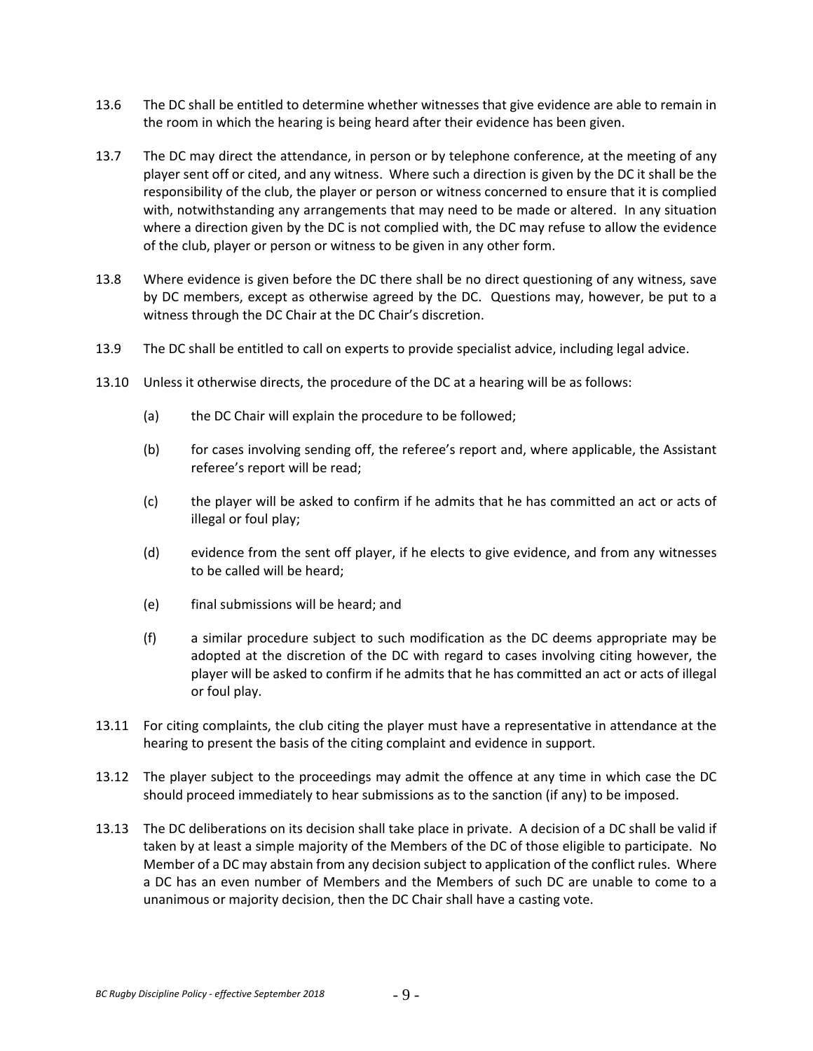13.6 The DC shall be entitled to determine whether witnesses that give evidence are able to remain in the room in which the hearing is being heard after their evidence has been given.

13.7 The DC may direct the attendance, in person or by telephone conference, at the meeting of any player sent off or cited, and any witness. Where such a direction is given by the DC it shall be the responsibility of the club, the player or person or witness concerned to ensure that it is complied with, notwithstanding any arrangements that may need to be made or altered. In any situation where a direction given by the DC is not complied with, the DC may refuse to allow the evidence of the club, player or person or witness to be given in any other form.

13.8 Where evidence is given before the DC there shall be no direct questioning of any witness, save by DC members, except as otherwise agreed by the DC. Questions may, however, be put to a witness through the DC Chair at the DC Chair's discretion.

13.9 The DC shall be entitled to call on experts to provide specialist advice, including legal advice.

13.10 Unless it otherwise directs, the procedure of the DC at a hearing will be as follows:

(a) the DC Chair will explain the procedure to be followed;

(b) for cases involving sending off, the referee's report and, where applicable, the Assistant referee's report will be read;

(c) the player will be asked to confirm if he admits that he has committed an act or acts of illegal or foul play;

(d) evidence from the sent off player, if he elects to give evidence, and from any witnesses to be called will be heard;

(e) final submissions will be heard; and

(f) a similar procedure subject to such modification as the DC deems appropriate may be adopted at the discretion of the DC with regard to cases involving citing however, the player will be asked to confirm if he admits that he has committed an act or acts of illegal or foul play.

13.11 For citing complaints, the club citing the player must have a representative in attendance at the hearing to present the basis of the citing complaint and evidence in support.

13.12 The player subject to the proceedings may admit the offence at any time in which case the DC should proceed immediately to hear submissions as to the sanction (if any) to be imposed.

13.13 The DC deliberations on its decision shall take place in private. A decision of a DC shall be valid if taken by at least a simple majority of the Members of the DC of those eligible to participate. No Member of a DC may abstain from any decision subject to application of the conflict rules. Where a DC has an even number of Members and the Members of such DC are unable to come to a unanimous or majority decision, then the DC Chair shall have a casting vote.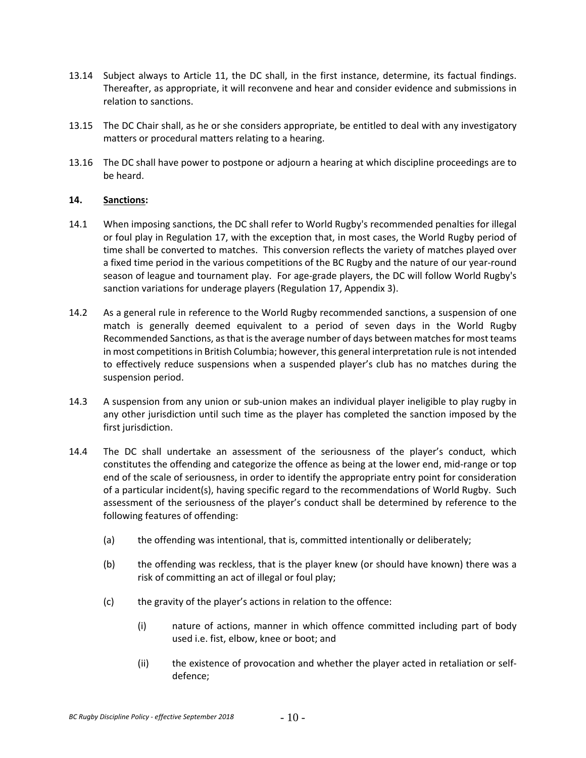13.14 Subject always to Article 11, the DC shall, in the first instance, determine, its factual findings. Thereafter, as appropriate, it will reconvene and hear and consider evidence and submissions in relation to sanctions.

13.15 The DC Chair shall, as he or she considers appropriate, be entitled to deal with any investigatory matters or procedural matters relating to a hearing.

13.16 The DC shall have power to postpone or adjourn a hearing at which discipline proceedings are to be heard.

## 14. Sanctions:

14.1 When imposing sanctions, the DC shall refer to World Rugby's recommended penalties for illegal or foul play in Regulation 17, with the exception that, in most cases, the World Rugby period of time shall be converted to matches. This conversion reflects the variety of matches played over a fixed time period in the various competitions of the BC Rugby and the nature of our year-round season of league and tournament play. For age-grade players, the DC will follow World Rugby's sanction variations for underage players (Regulation 17, Appendix 3).

14.2 As a general rule in reference to the World Rugby recommended sanctions, a suspension of one match is generally deemed equivalent to a period of seven days in the World Rugby Recommended Sanctions, as that is the average number of days between matches for most teams in most competitions in British Columbia; however, this general interpretation rule is not intended to effectively reduce suspensions when a suspended player's club has no matches during the suspension period.

14.3 A suspension from any union or sub-union makes an individual player ineligible to play rugby in any other jurisdiction until such time as the player has completed the sanction imposed by the first jurisdiction.

14.4 The DC shall undertake an assessment of the seriousness of the player's conduct, which constitutes the offending and categorize the offence as being at the lower end, mid-range or top end of the scale of seriousness, in order to identify the appropriate entry point for consideration of a particular incident(s), having specific regard to the recommendations of World Rugby. Such assessment of the seriousness of the player's conduct shall be determined by reference to the following features of offending:

- (a) the offending was intentional, that is, committed intentionally or deliberately;
- (b) the offending was reckless, that is the player knew (or should have known) there was a risk of committing an act of illegal or foul play;
- (c) the gravity of the player's actions in relation to the offence:
  - (i) nature of actions, manner in which offence committed including part of body used i.e. fist, elbow, knee or boot; and
  - (ii) the existence of provocation and whether the player acted in retaliation or self-defence;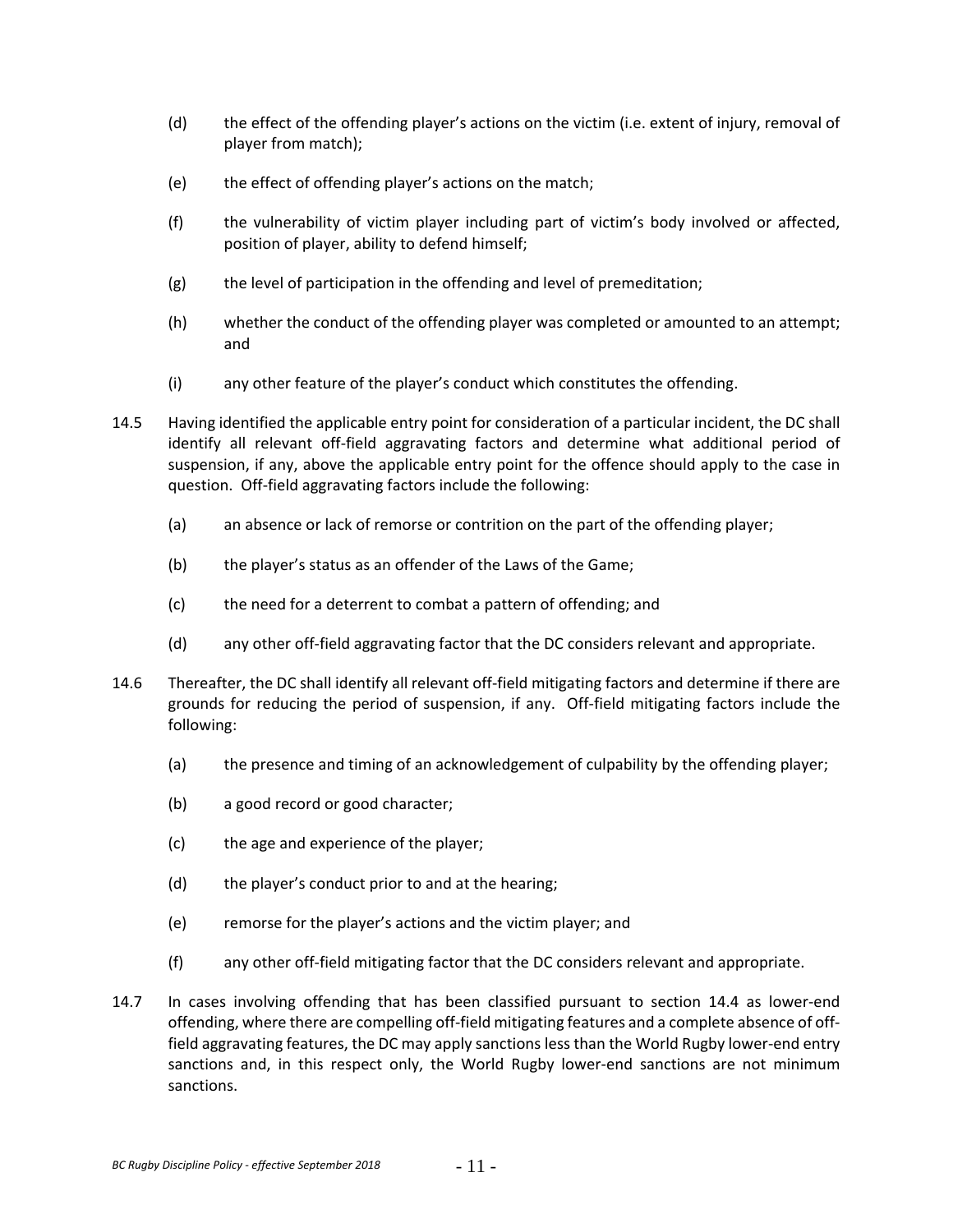(d) the effect of the offending player's actions on the victim (i.e. extent of injury, removal of player from match);

(e) the effect of offending player's actions on the match;

(f) the vulnerability of victim player including part of victim's body involved or affected, position of player, ability to defend himself;

(g) the level of participation in the offending and level of premeditation;

(h) whether the conduct of the offending player was completed or amounted to an attempt; and

(i) any other feature of the player's conduct which constitutes the offending.

14.5 Having identified the applicable entry point for consideration of a particular incident, the DC shall identify all relevant off-field aggravating factors and determine what additional period of suspension, if any, above the applicable entry point for the offence should apply to the case in question. Off-field aggravating factors include the following:

(a) an absence or lack of remorse or contrition on the part of the offending player;

(b) the player's status as an offender of the Laws of the Game;

(c) the need for a deterrent to combat a pattern of offending; and

(d) any other off-field aggravating factor that the DC considers relevant and appropriate.

14.6 Thereafter, the DC shall identify all relevant off-field mitigating factors and determine if there are grounds for reducing the period of suspension, if any. Off-field mitigating factors include the following:

(a) the presence and timing of an acknowledgement of culpability by the offending player;

(b) a good record or good character;

(c) the age and experience of the player;

(d) the player's conduct prior to and at the hearing;

(e) remorse for the player's actions and the victim player; and

(f) any other off-field mitigating factor that the DC considers relevant and appropriate.

14.7 In cases involving offending that has been classified pursuant to section 14.4 as lower-end offending, where there are compelling off-field mitigating features and a complete absence of off-field aggravating features, the DC may apply sanctions less than the World Rugby lower-end entry sanctions and, in this respect only, the World Rugby lower-end sanctions are not minimum sanctions.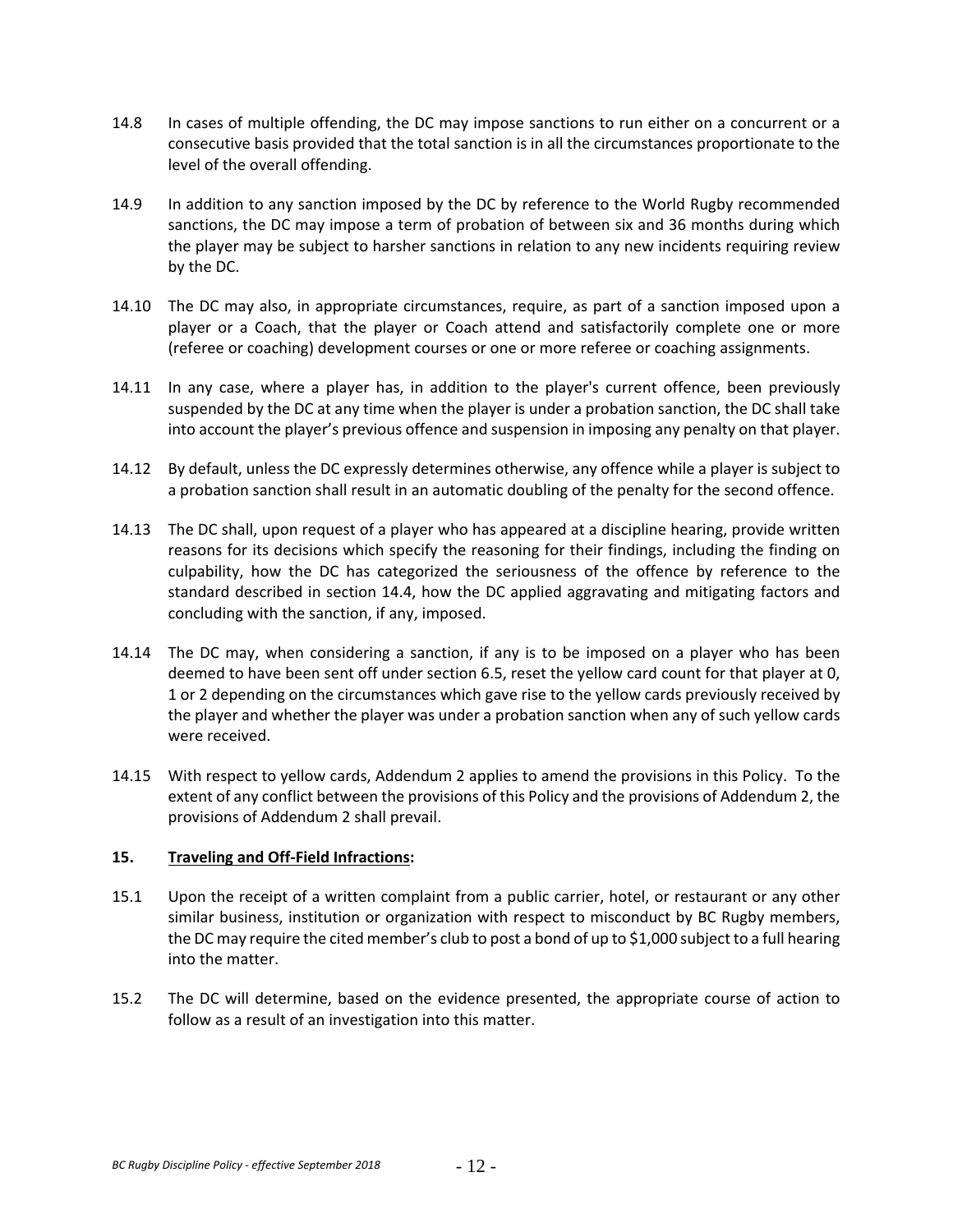14.8 In cases of multiple offending, the DC may impose sanctions to run either on a concurrent or a consecutive basis provided that the total sanction is in all the circumstances proportionate to the level of the overall offending.

14.9 In addition to any sanction imposed by the DC by reference to the World Rugby recommended sanctions, the DC may impose a term of probation of between six and 36 months during which the player may be subject to harsher sanctions in relation to any new incidents requiring review by the DC.

14.10 The DC may also, in appropriate circumstances, require, as part of a sanction imposed upon a player or a Coach, that the player or Coach attend and satisfactorily complete one or more (referee or coaching) development courses or one or more referee or coaching assignments.

14.11 In any case, where a player has, in addition to the player's current offence, been previously suspended by the DC at any time when the player is under a probation sanction, the DC shall take into account the player's previous offence and suspension in imposing any penalty on that player.

14.12 By default, unless the DC expressly determines otherwise, any offence while a player is subject to a probation sanction shall result in an automatic doubling of the penalty for the second offence.

14.13 The DC shall, upon request of a player who has appeared at a discipline hearing, provide written reasons for its decisions which specify the reasoning for their findings, including the finding on culpability, how the DC has categorized the seriousness of the offence by reference to the standard described in section 14.4, how the DC applied aggravating and mitigating factors and concluding with the sanction, if any, imposed.

14.14 The DC may, when considering a sanction, if any is to be imposed on a player who has been deemed to have been sent off under section 6.5, reset the yellow card count for that player at 0, 1 or 2 depending on the circumstances which gave rise to the yellow cards previously received by the player and whether the player was under a probation sanction when any of such yellow cards were received.

14.15 With respect to yellow cards, Addendum 2 applies to amend the provisions in this Policy. To the extent of any conflict between the provisions of this Policy and the provisions of Addendum 2, the provisions of Addendum 2 shall prevail.

## 15. <u>Traveling and Off-Field Infractions</u>:

15.1 Upon the receipt of a written complaint from a public carrier, hotel, or restaurant or any other similar business, institution or organization with respect to misconduct by BC Rugby members, the DC may require the cited member's club to post a bond of up to $1,000 subject to a full hearing into the matter.

15.2 The DC will determine, based on the evidence presented, the appropriate course of action to follow as a result of an investigation into this matter.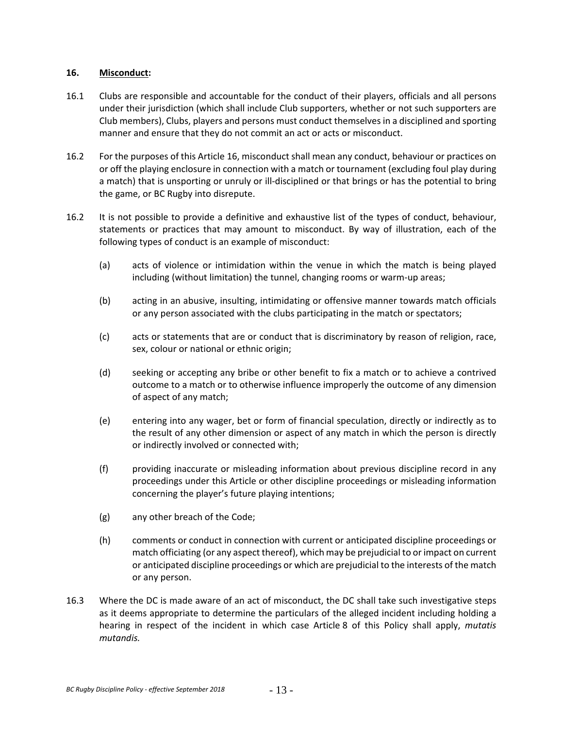## 16. **Misconduct:**

16.1 Clubs are responsible and accountable for the conduct of their players, officials and all persons under their jurisdiction (which shall include Club supporters, whether or not such supporters are Club members), Clubs, players and persons must conduct themselves in a disciplined and sporting manner and ensure that they do not commit an act or acts or misconduct.

16.2 For the purposes of this Article 16, misconduct shall mean any conduct, behaviour or practices on or off the playing enclosure in connection with a match or tournament (excluding foul play during a match) that is unsporting or unruly or ill-disciplined or that brings or has the potential to bring the game, or BC Rugby into disrepute.

16.2 It is not possible to provide a definitive and exhaustive list of the types of conduct, behaviour, statements or practices that may amount to misconduct. By way of illustration, each of the following types of conduct is an example of misconduct:

(a) acts of violence or intimidation within the venue in which the match is being played including (without limitation) the tunnel, changing rooms or warm-up areas;

(b) acting in an abusive, insulting, intimidating or offensive manner towards match officials or any person associated with the clubs participating in the match or spectators;

(c) acts or statements that are or conduct that is discriminatory by reason of religion, race, sex, colour or national or ethnic origin;

(d) seeking or accepting any bribe or other benefit to fix a match or to achieve a contrived outcome to a match or to otherwise influence improperly the outcome of any dimension of aspect of any match;

(e) entering into any wager, bet or form of financial speculation, directly or indirectly as to the result of any other dimension or aspect of any match in which the person is directly or indirectly involved or connected with;

(f) providing inaccurate or misleading information about previous discipline record in any proceedings under this Article or other discipline proceedings or misleading information concerning the player's future playing intentions;

(g) any other breach of the Code;

(h) comments or conduct in connection with current or anticipated discipline proceedings or match officiating (or any aspect thereof), which may be prejudicial to or impact on current or anticipated discipline proceedings or which are prejudicial to the interests of the match or any person.

16.3 Where the DC is made aware of an act of misconduct, the DC shall take such investigative steps as it deems appropriate to determine the particulars of the alleged incident including holding a hearing in respect of the incident in which case Article 8 of this Policy shall apply, *mutatis mutandis*.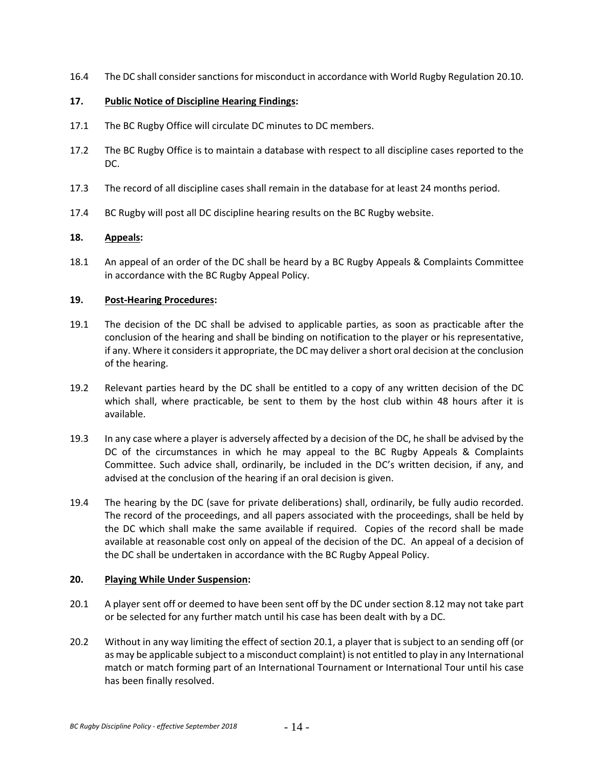16.4 The DC shall consider sanctions for misconduct in accordance with World Rugby Regulation 20.10.

## 17. Public Notice of Discipline Hearing Findings:

17.1 The BC Rugby Office will circulate DC minutes to DC members.

17.2 The BC Rugby Office is to maintain a database with respect to all discipline cases reported to the DC.

17.3 The record of all discipline cases shall remain in the database for at least 24 months period.

17.4 BC Rugby will post all DC discipline hearing results on the BC Rugby website.

## 18. Appeals:

18.1 An appeal of an order of the DC shall be heard by a BC Rugby Appeals & Complaints Committee in accordance with the BC Rugby Appeal Policy.

## 19. Post-Hearing Procedures:

19.1 The decision of the DC shall be advised to applicable parties, as soon as practicable after the conclusion of the hearing and shall be binding on notification to the player or his representative, if any. Where it considers it appropriate, the DC may deliver a short oral decision at the conclusion of the hearing.

19.2 Relevant parties heard by the DC shall be entitled to a copy of any written decision of the DC which shall, where practicable, be sent to them by the host club within 48 hours after it is available.

19.3 In any case where a player is adversely affected by a decision of the DC, he shall be advised by the DC of the circumstances in which he may appeal to the BC Rugby Appeals & Complaints Committee. Such advice shall, ordinarily, be included in the DC's written decision, if any, and advised at the conclusion of the hearing if an oral decision is given.

19.4 The hearing by the DC (save for private deliberations) shall, ordinarily, be fully audio recorded. The record of the proceedings, and all papers associated with the proceedings, shall be held by the DC which shall make the same available if required. Copies of the record shall be made available at reasonable cost only on appeal of the decision of the DC. An appeal of a decision of the DC shall be undertaken in accordance with the BC Rugby Appeal Policy.

## 20. Playing While Under Suspension:

20.1 A player sent off or deemed to have been sent off by the DC under section 8.12 may not take part or be selected for any further match until his case has been dealt with by a DC.

20.2 Without in any way limiting the effect of section 20.1, a player that is subject to an sending off (or as may be applicable subject to a misconduct complaint) is not entitled to play in any International match or match forming part of an International Tournament or International Tour until his case has been finally resolved.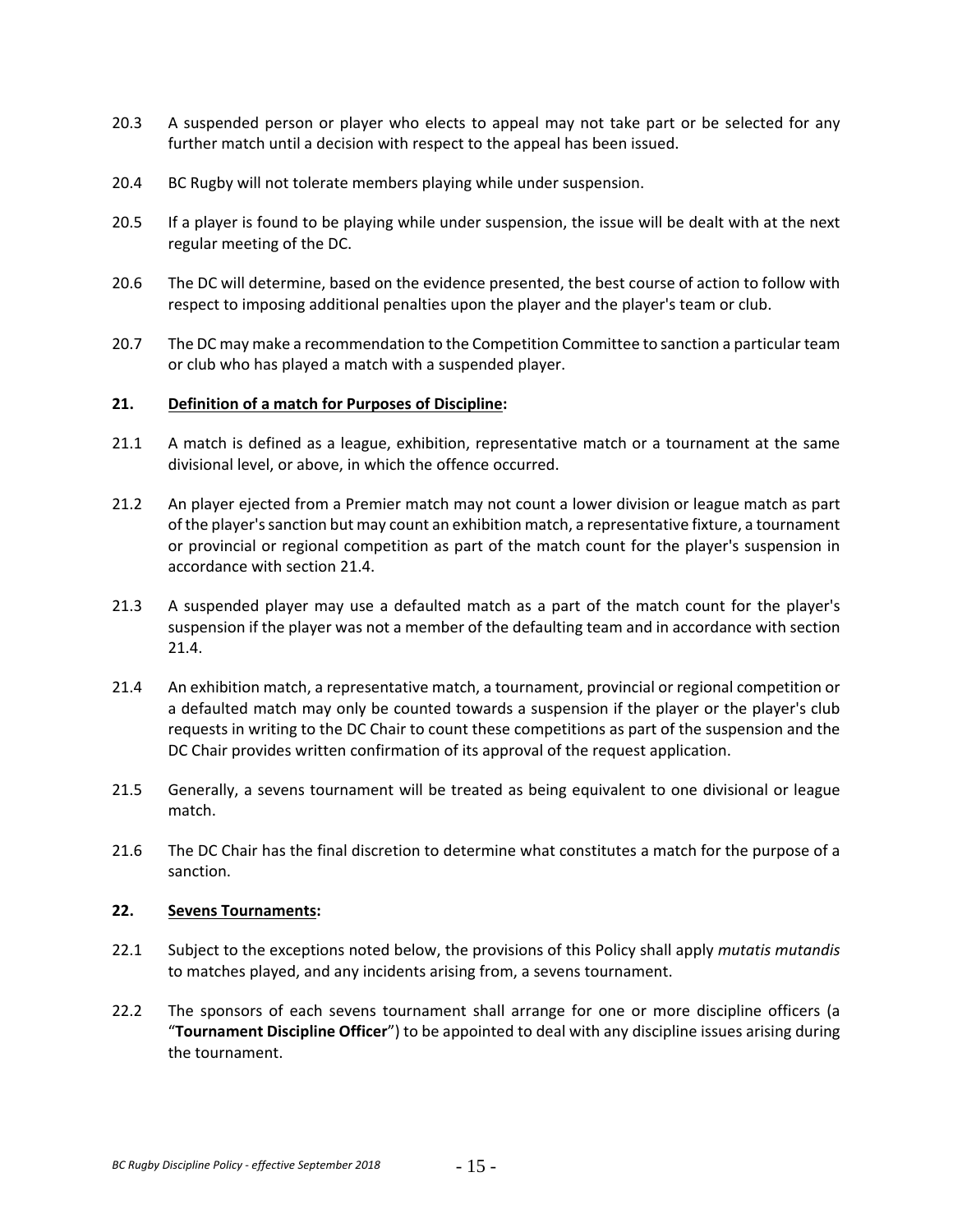20.3 A suspended person or player who elects to appeal may not take part or be selected for any further match until a decision with respect to the appeal has been issued.

20.4 BC Rugby will not tolerate members playing while under suspension.

20.5 If a player is found to be playing while under suspension, the issue will be dealt with at the next regular meeting of the DC.

20.6 The DC will determine, based on the evidence presented, the best course of action to follow with respect to imposing additional penalties upon the player and the player's team or club.

20.7 The DC may make a recommendation to the Competition Committee to sanction a particular team or club who has played a match with a suspended player.

**21. Definition of a match for Purposes of Discipline:**

21.1 A match is defined as a league, exhibition, representative match or a tournament at the same divisional level, or above, in which the offence occurred.

21.2 An player ejected from a Premier match may not count a lower division or league match as part of the player's sanction but may count an exhibition match, a representative fixture, a tournament or provincial or regional competition as part of the match count for the player's suspension in accordance with section 21.4.

21.3 A suspended player may use a defaulted match as a part of the match count for the player's suspension if the player was not a member of the defaulting team and in accordance with section 21.4.

21.4 An exhibition match, a representative match, a tournament, provincial or regional competition or a defaulted match may only be counted towards a suspension if the player or the player's club requests in writing to the DC Chair to count these competitions as part of the suspension and the DC Chair provides written confirmation of its approval of the request application.

21.5 Generally, a sevens tournament will be treated as being equivalent to one divisional or league match.

21.6 The DC Chair has the final discretion to determine what constitutes a match for the purpose of a sanction.

**22. Sevens Tournaments:**

22.1 Subject to the exceptions noted below, the provisions of this Policy shall apply *mutatis mutandis* to matches played, and any incidents arising from, a sevens tournament.

22.2 The sponsors of each sevens tournament shall arrange for one or more discipline officers (a "**Tournament Discipline Officer**") to be appointed to deal with any discipline issues arising during the tournament.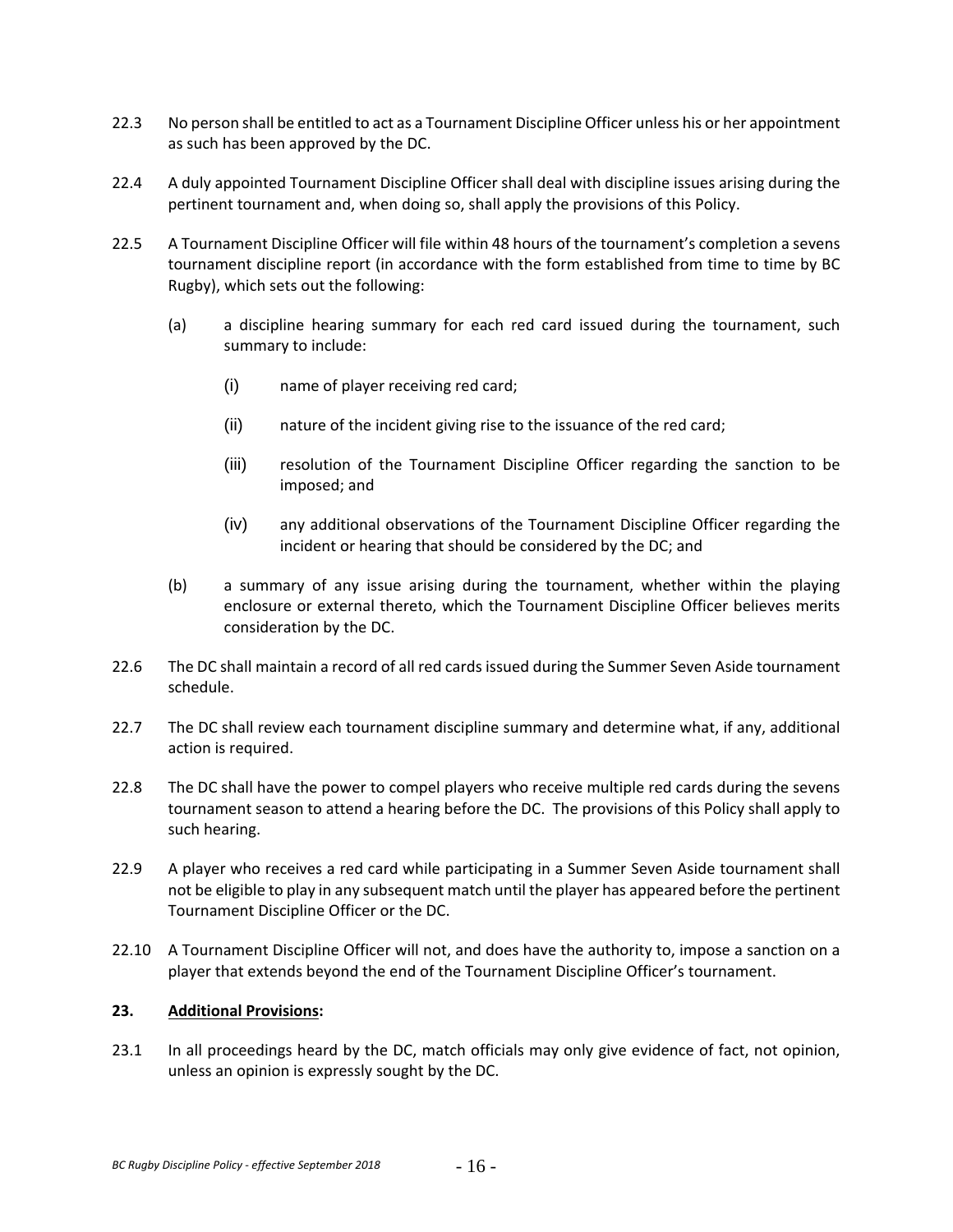22.3 No person shall be entitled to act as a Tournament Discipline Officer unless his or her appointment as such has been approved by the DC.

22.4 A duly appointed Tournament Discipline Officer shall deal with discipline issues arising during the pertinent tournament and, when doing so, shall apply the provisions of this Policy.

22.5 A Tournament Discipline Officer will file within 48 hours of the tournament's completion a sevens tournament discipline report (in accordance with the form established from time to time by BC Rugby), which sets out the following:

(a) a discipline hearing summary for each red card issued during the tournament, such summary to include:

(i) name of player receiving red card;

(ii) nature of the incident giving rise to the issuance of the red card;

(iii) resolution of the Tournament Discipline Officer regarding the sanction to be imposed; and

(iv) any additional observations of the Tournament Discipline Officer regarding the incident or hearing that should be considered by the DC; and

(b) a summary of any issue arising during the tournament, whether within the playing enclosure or external thereto, which the Tournament Discipline Officer believes merits consideration by the DC.

22.6 The DC shall maintain a record of all red cards issued during the Summer Seven Aside tournament schedule.

22.7 The DC shall review each tournament discipline summary and determine what, if any, additional action is required.

22.8 The DC shall have the power to compel players who receive multiple red cards during the sevens tournament season to attend a hearing before the DC. The provisions of this Policy shall apply to such hearing.

22.9 A player who receives a red card while participating in a Summer Seven Aside tournament shall not be eligible to play in any subsequent match until the player has appeared before the pertinent Tournament Discipline Officer or the DC.

22.10 A Tournament Discipline Officer will not, and does have the authority to, impose a sanction on a player that extends beyond the end of the Tournament Discipline Officer's tournament.

**23. <u>Additional Provisions</u>:**

23.1 In all proceedings heard by the DC, match officials may only give evidence of fact, not opinion, unless an opinion is expressly sought by the DC.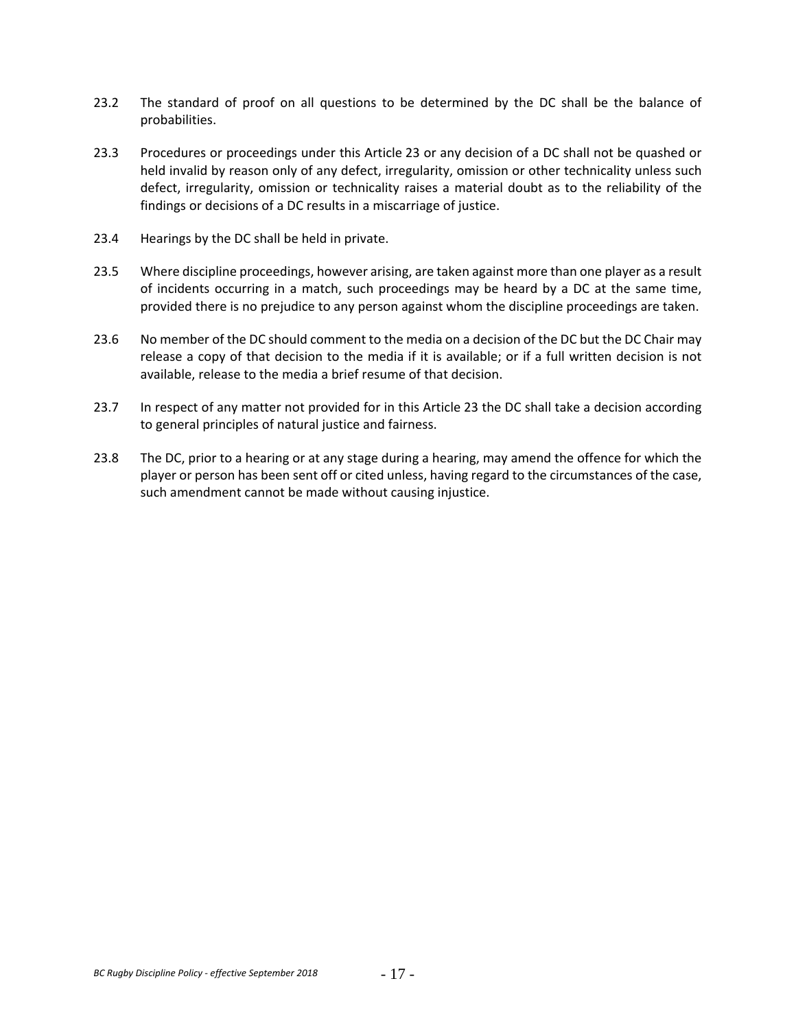23.2 The standard of proof on all questions to be determined by the DC shall be the balance of probabilities.

23.3 Procedures or proceedings under this Article 23 or any decision of a DC shall not be quashed or held invalid by reason only of any defect, irregularity, omission or other technicality unless such defect, irregularity, omission or technicality raises a material doubt as to the reliability of the findings or decisions of a DC results in a miscarriage of justice.

23.4 Hearings by the DC shall be held in private.

23.5 Where discipline proceedings, however arising, are taken against more than one player as a result of incidents occurring in a match, such proceedings may be heard by a DC at the same time, provided there is no prejudice to any person against whom the discipline proceedings are taken.

23.6 No member of the DC should comment to the media on a decision of the DC but the DC Chair may release a copy of that decision to the media if it is available; or if a full written decision is not available, release to the media a brief resume of that decision.

23.7 In respect of any matter not provided for in this Article 23 the DC shall take a decision according to general principles of natural justice and fairness.

23.8 The DC, prior to a hearing or at any stage during a hearing, may amend the offence for which the player or person has been sent off or cited unless, having regard to the circumstances of the case, such amendment cannot be made without causing injustice.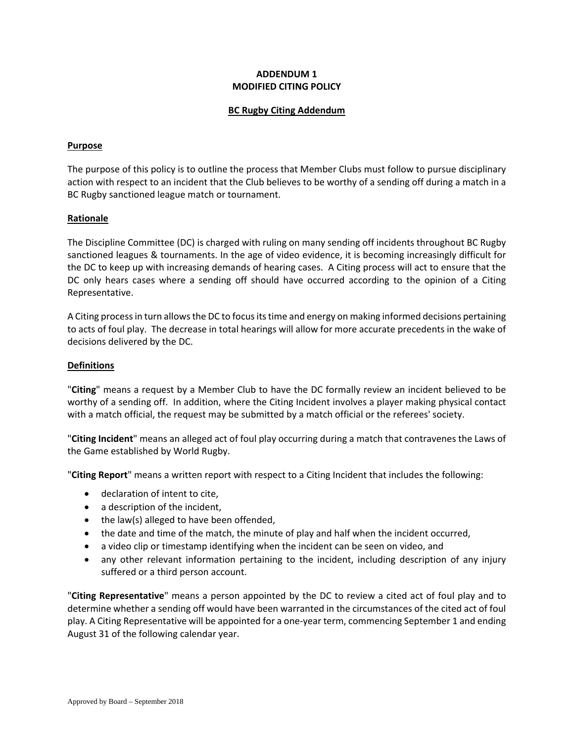# ADDENDUM 1
# MODIFIED CITING POLICY

## BC Rugby Citing Addendum

### Purpose

The purpose of this policy is to outline the process that Member Clubs must follow to pursue disciplinary action with respect to an incident that the Club believes to be worthy of a sending off during a match in a BC Rugby sanctioned league match or tournament.

### Rationale

The Discipline Committee (DC) is charged with ruling on many sending off incidents throughout BC Rugby sanctioned leagues & tournaments. In the age of video evidence, it is becoming increasingly difficult for the DC to keep up with increasing demands of hearing cases. A Citing process will act to ensure that the DC only hears cases where a sending off should have occurred according to the opinion of a Citing Representative.

A Citing process in turn allows the DC to focus its time and energy on making informed decisions pertaining to acts of foul play. The decrease in total hearings will allow for more accurate precedents in the wake of decisions delivered by the DC.

### Definitions

"**Citing**" means a request by a Member Club to have the DC formally review an incident believed to be worthy of a sending off. In addition, where the Citing Incident involves a player making physical contact with a match official, the request may be submitted by a match official or the referees' society.

"**Citing Incident**" means an alleged act of foul play occurring during a match that contravenes the Laws of the Game established by World Rugby.

"**Citing Report**" means a written report with respect to a Citing Incident that includes the following:

- declaration of intent to cite,
- a description of the incident,
- the law(s) alleged to have been offended,
- the date and time of the match, the minute of play and half when the incident occurred,
- a video clip or timestamp identifying when the incident can be seen on video, and
- any other relevant information pertaining to the incident, including description of any injury suffered or a third person account.

"**Citing Representative**" means a person appointed by the DC to review a cited act of foul play and to determine whether a sending off would have been warranted in the circumstances of the cited act of foul play. A Citing Representative will be appointed for a one-year term, commencing September 1 and ending August 31 of the following calendar year.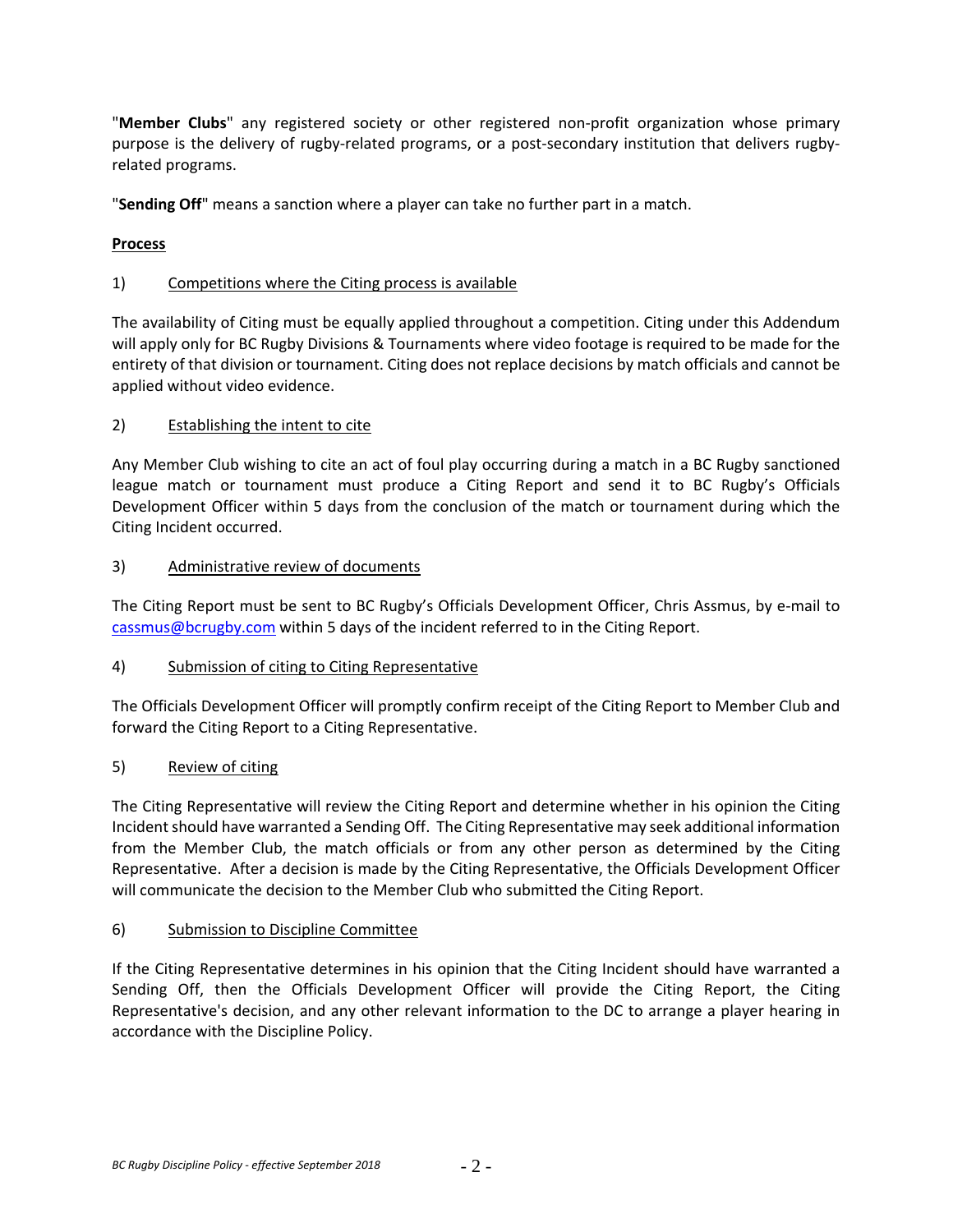"**Member Clubs**" any registered society or other registered non-profit organization whose primary purpose is the delivery of rugby-related programs, or a post-secondary institution that delivers rugby-related programs.

"**Sending Off**" means a sanction where a player can take no further part in a match.

## Process

1) Competitions where the Citing process is available

The availability of Citing must be equally applied throughout a competition. Citing under this Addendum will apply only for BC Rugby Divisions & Tournaments where video footage is required to be made for the entirety of that division or tournament. Citing does not replace decisions by match officials and cannot be applied without video evidence.

2) Establishing the intent to cite

Any Member Club wishing to cite an act of foul play occurring during a match in a BC Rugby sanctioned league match or tournament must produce a Citing Report and send it to BC Rugby's Officials Development Officer within 5 days from the conclusion of the match or tournament during which the Citing Incident occurred.

3) Administrative review of documents

The Citing Report must be sent to BC Rugby's Officials Development Officer, Chris Assmus, by e-mail to cassmus@bcrugby.com within 5 days of the incident referred to in the Citing Report.

4) Submission of citing to Citing Representative

The Officials Development Officer will promptly confirm receipt of the Citing Report to Member Club and forward the Citing Report to a Citing Representative.

5) Review of citing

The Citing Representative will review the Citing Report and determine whether in his opinion the Citing Incident should have warranted a Sending Off. The Citing Representative may seek additional information from the Member Club, the match officials or from any other person as determined by the Citing Representative. After a decision is made by the Citing Representative, the Officials Development Officer will communicate the decision to the Member Club who submitted the Citing Report.

6) Submission to Discipline Committee

If the Citing Representative determines in his opinion that the Citing Incident should have warranted a Sending Off, then the Officials Development Officer will provide the Citing Report, the Citing Representative's decision, and any other relevant information to the DC to arrange a player hearing in accordance with the Discipline Policy.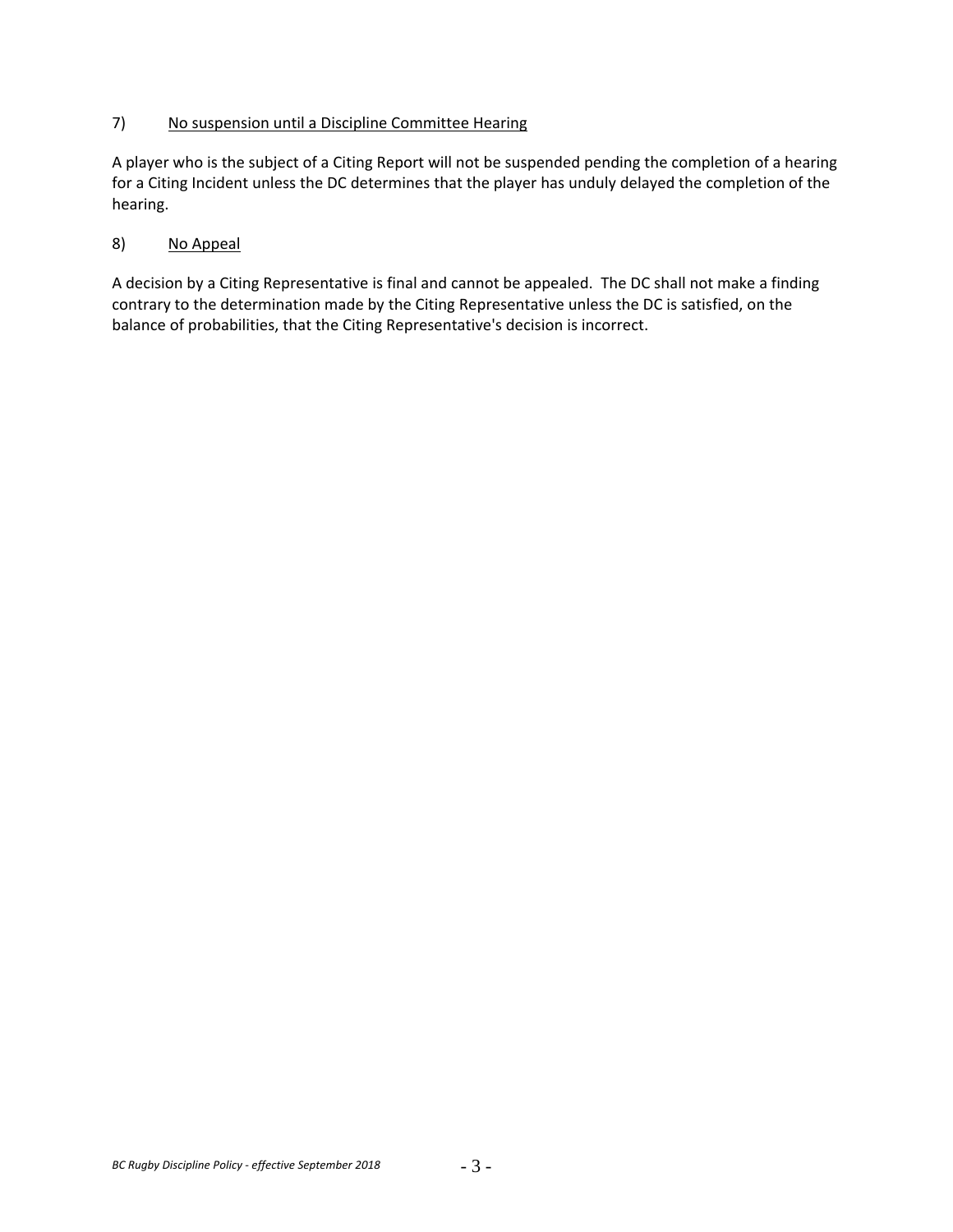7) <u>No suspension until a Discipline Committee Hearing</u>

A player who is the subject of a Citing Report will not be suspended pending the completion of a hearing for a Citing Incident unless the DC determines that the player has unduly delayed the completion of the hearing.

8) <u>No Appeal</u>

A decision by a Citing Representative is final and cannot be appealed. The DC shall not make a finding contrary to the determination made by the Citing Representative unless the DC is satisfied, on the balance of probabilities, that the Citing Representative's decision is incorrect.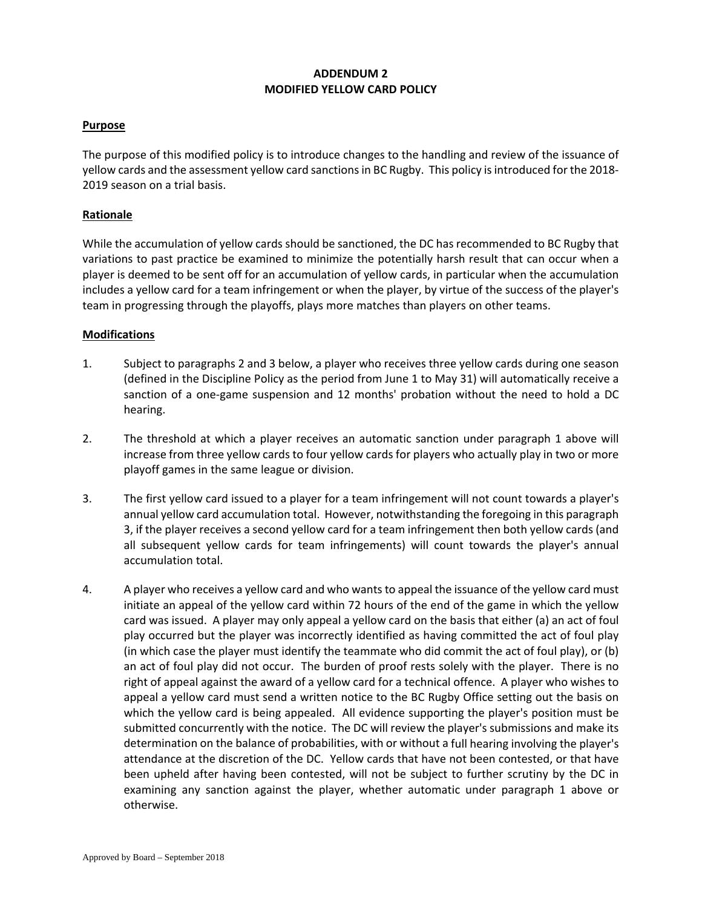# ADDENDUM 2
# MODIFIED YELLOW CARD POLICY

## Purpose

The purpose of this modified policy is to introduce changes to the handling and review of the issuance of yellow cards and the assessment yellow card sanctions in BC Rugby. This policy is introduced for the 2018-2019 season on a trial basis.

## Rationale

While the accumulation of yellow cards should be sanctioned, the DC has recommended to BC Rugby that variations to past practice be examined to minimize the potentially harsh result that can occur when a player is deemed to be sent off for an accumulation of yellow cards, in particular when the accumulation includes a yellow card for a team infringement or when the player, by virtue of the success of the player's team in progressing through the playoffs, plays more matches than players on other teams.

## Modifications

1. Subject to paragraphs 2 and 3 below, a player who receives three yellow cards during one season (defined in the Discipline Policy as the period from June 1 to May 31) will automatically receive a sanction of a one-game suspension and 12 months' probation without the need to hold a DC hearing.

2. The threshold at which a player receives an automatic sanction under paragraph 1 above will increase from three yellow cards to four yellow cards for players who actually play in two or more playoff games in the same league or division.

3. The first yellow card issued to a player for a team infringement will not count towards a player's annual yellow card accumulation total. However, notwithstanding the foregoing in this paragraph 3, if the player receives a second yellow card for a team infringement then both yellow cards (and all subsequent yellow cards for team infringements) will count towards the player's annual accumulation total.

4. A player who receives a yellow card and who wants to appeal the issuance of the yellow card must initiate an appeal of the yellow card within 72 hours of the end of the game in which the yellow card was issued. A player may only appeal a yellow card on the basis that either (a) an act of foul play occurred but the player was incorrectly identified as having committed the act of foul play (in which case the player must identify the teammate who did commit the act of foul play), or (b) an act of foul play did not occur. The burden of proof rests solely with the player. There is no right of appeal against the award of a yellow card for a technical offence. A player who wishes to appeal a yellow card must send a written notice to the BC Rugby Office setting out the basis on which the yellow card is being appealed. All evidence supporting the player's position must be submitted concurrently with the notice. The DC will review the player's submissions and make its determination on the balance of probabilities, with or without a full hearing involving the player's attendance at the discretion of the DC. Yellow cards that have not been contested, or that have been upheld after having been contested, will not be subject to further scrutiny by the DC in examining any sanction against the player, whether automatic under paragraph 1 above or otherwise.

Approved by Board – September 2018